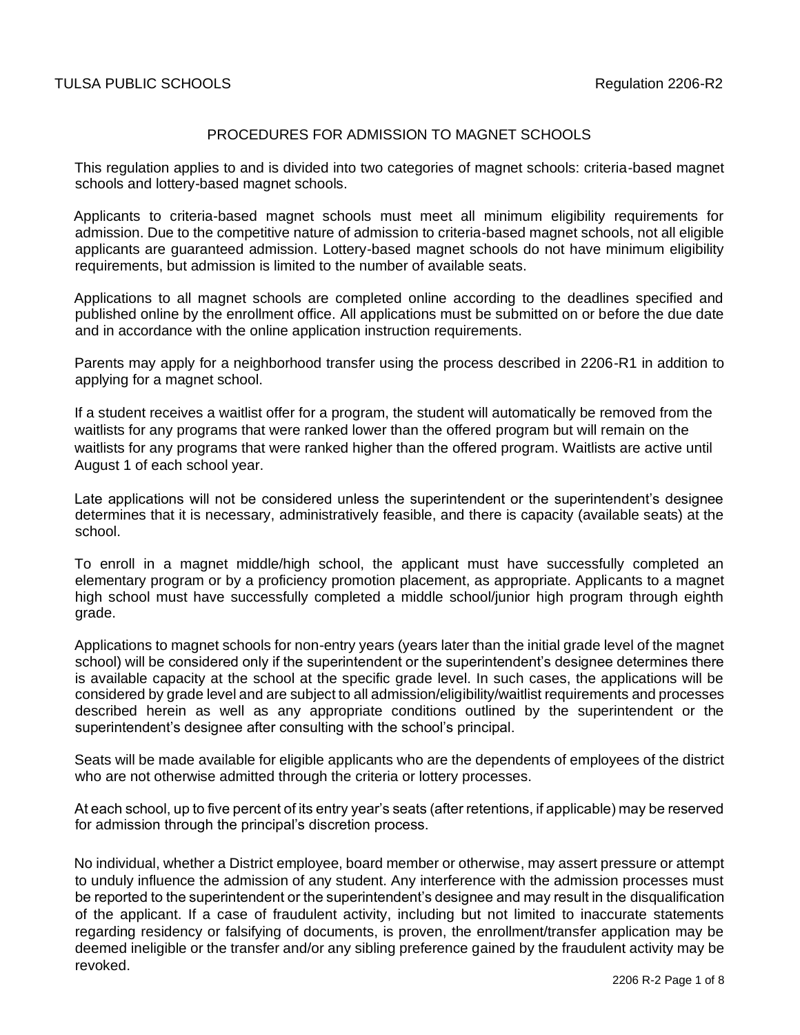TULSA PUBLIC SCHOOLS Regulation 2206-R2

# PROCEDURES FOR ADMISSION TO MAGNET SCHOOLS

This regulation applies to and is divided into two categories of magnet schools: criteria-based magnet schools and lottery-based magnet schools.

Applicants to criteria-based magnet schools must meet all minimum eligibility requirements for admission. Due to the competitive nature of admission to criteria-based magnet schools, not all eligible applicants are guaranteed admission. Lottery-based magnet schools do not have minimum eligibility requirements, but admission is limited to the number of available seats.

Applications to all magnet schools are completed online according to the deadlines specified and published online by the enrollment office. All applications must be submitted on or before the due date and in accordance with the online application instruction requirements.

Parents may apply for a neighborhood transfer using the process described in 2206-R1 in addition to applying for a magnet school.

If a student receives a waitlist offer for a program, the student will automatically be removed from the waitlists for any programs that were ranked lower than the offered program but will remain on the waitlists for any programs that were ranked higher than the offered program. Waitlists are active until August 1 of each school year.

Late applications will not be considered unless the superintendent or the superintendent's designee determines that it is necessary, administratively feasible, and there is capacity (available seats) at the school.

To enroll in a magnet middle/high school, the applicant must have successfully completed an elementary program or by a proficiency promotion placement, as appropriate. Applicants to a magnet high school must have successfully completed a middle school/junior high program through eighth grade.

Applications to magnet schools for non-entry years (years later than the initial grade level of the magnet school) will be considered only if the superintendent or the superintendent's designee determines there is available capacity at the school at the specific grade level. In such cases, the applications will be considered by grade level and are subject to all admission/eligibility/waitlist requirements and processes described herein as well as any appropriate conditions outlined by the superintendent or the superintendent's designee after consulting with the school's principal.

Seats will be made available for eligible applicants who are the dependents of employees of the district who are not otherwise admitted through the criteria or lottery processes.

At each school, up to five percent of its entry year's seats (after retentions, if applicable) may be reserved for admission through the principal's discretion process.

No individual, whether a District employee, board member or otherwise, may assert pressure or attempt to unduly influence the admission of any student. Any interference with the admission processes must be reported to the superintendent or the superintendent's designee and may result in the disqualification of the applicant. If a case of fraudulent activity, including but not limited to inaccurate statements regarding residency or falsifying of documents, is proven, the enrollment/transfer application may be deemed ineligible or the transfer and/or any sibling preference gained by the fraudulent activity may be revoked.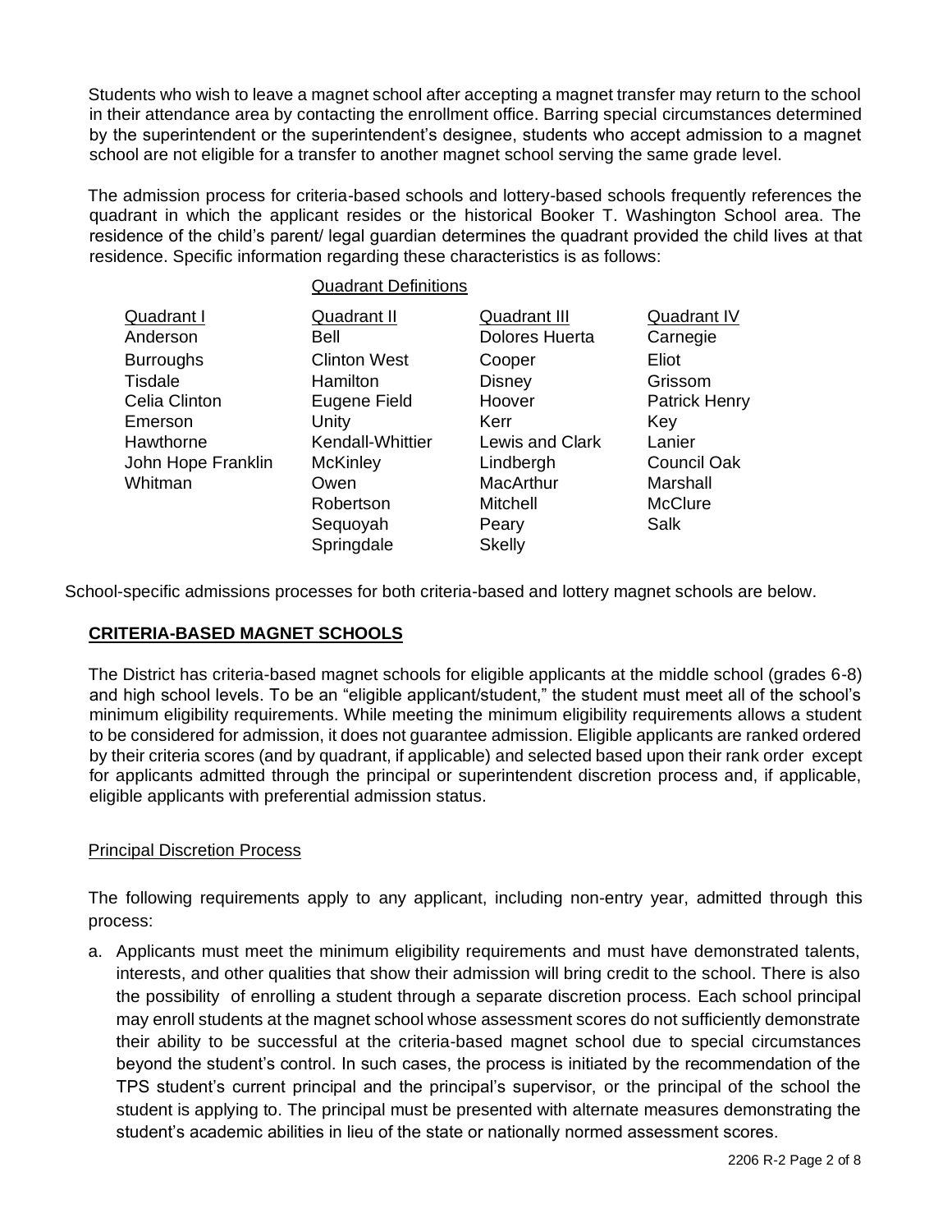Students who wish to leave a magnet school after accepting a magnet transfer may return to the school in their attendance area by contacting the enrollment office. Barring special circumstances determined by the superintendent or the superintendent's designee, students who accept admission to a magnet school are not eligible for a transfer to another magnet school serving the same grade level.

The admission process for criteria-based schools and lottery-based schools frequently references the quadrant in which the applicant resides or the historical Booker T. Washington School area. The residence of the child's parent/ legal guardian determines the quadrant provided the child lives at that residence. Specific information regarding these characteristics is as follows:

Quadrant Definitions

| Quadrant I | Quadrant II | Quadrant III | Quadrant IV |
|---|---|---|---|
| Anderson | Bell | Dolores Huerta | Carnegie |
| Burroughs | Clinton West | Cooper | Eliot |
| Tisdale | Hamilton | Disney | Grissom |
| Celia Clinton | Eugene Field | Hoover | Patrick Henry |
| Emerson | Unity | Kerr | Key |
| Hawthorne | Kendall-Whittier | Lewis and Clark | Lanier |
| John Hope Franklin | McKinley | Lindbergh | Council Oak |
| Whitman | Owen | MacArthur | Marshall |
| | Robertson | Mitchell | McClure |
| | Sequoyah | Peary | Salk |
| | Springdale | Skelly | |

School-specific admissions processes for both criteria-based and lottery magnet schools are below.

## CRITERIA-BASED MAGNET SCHOOLS

The District has criteria-based magnet schools for eligible applicants at the middle school (grades 6-8) and high school levels. To be an "eligible applicant/student," the student must meet all of the school's minimum eligibility requirements. While meeting the minimum eligibility requirements allows a student to be considered for admission, it does not guarantee admission. Eligible applicants are ranked ordered by their criteria scores (and by quadrant, if applicable) and selected based upon their rank order except for applicants admitted through the principal or superintendent discretion process and, if applicable, eligible applicants with preferential admission status.

### Principal Discretion Process

The following requirements apply to any applicant, including non-entry year, admitted through this process:

a. Applicants must meet the minimum eligibility requirements and must have demonstrated talents, interests, and other qualities that show their admission will bring credit to the school. There is also the possibility of enrolling a student through a separate discretion process. Each school principal may enroll students at the magnet school whose assessment scores do not sufficiently demonstrate their ability to be successful at the criteria-based magnet school due to special circumstances beyond the student's control. In such cases, the process is initiated by the recommendation of the TPS student's current principal and the principal's supervisor, or the principal of the school the student is applying to. The principal must be presented with alternate measures demonstrating the student's academic abilities in lieu of the state or nationally normed assessment scores.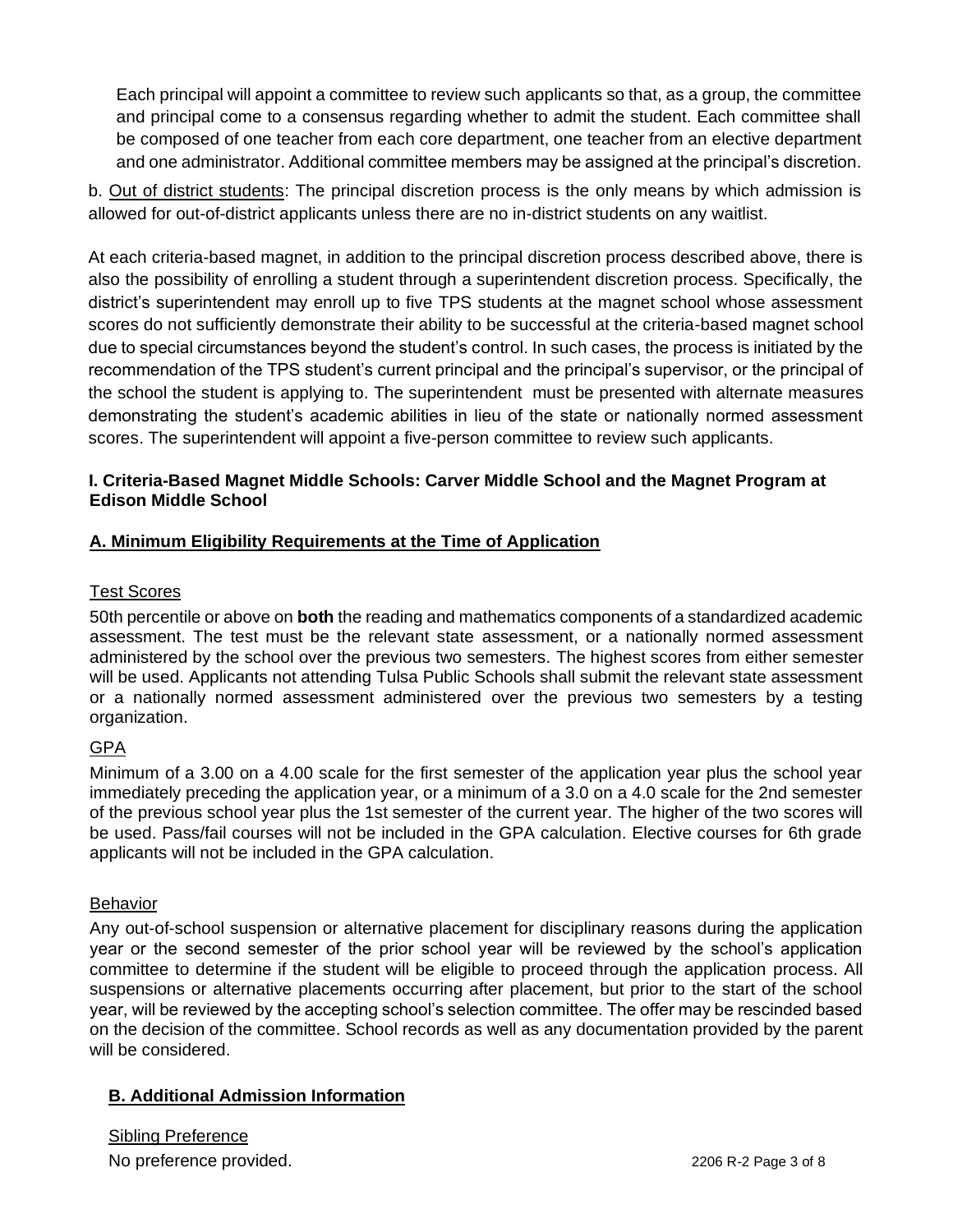Each principal will appoint a committee to review such applicants so that, as a group, the committee and principal come to a consensus regarding whether to admit the student. Each committee shall be composed of one teacher from each core department, one teacher from an elective department and one administrator. Additional committee members may be assigned at the principal's discretion.

b. Out of district students: The principal discretion process is the only means by which admission is allowed for out-of-district applicants unless there are no in-district students on any waitlist.

At each criteria-based magnet, in addition to the principal discretion process described above, there is also the possibility of enrolling a student through a superintendent discretion process. Specifically, the district's superintendent may enroll up to five TPS students at the magnet school whose assessment scores do not sufficiently demonstrate their ability to be successful at the criteria-based magnet school due to special circumstances beyond the student's control. In such cases, the process is initiated by the recommendation of the TPS student's current principal and the principal's supervisor, or the principal of the school the student is applying to. The superintendent must be presented with alternate measures demonstrating the student's academic abilities in lieu of the state or nationally normed assessment scores. The superintendent will appoint a five-person committee to review such applicants.

## I. Criteria-Based Magnet Middle Schools: Carver Middle School and the Magnet Program at Edison Middle School

### A. Minimum Eligibility Requirements at the Time of Application

#### Test Scores

50th percentile or above on **both** the reading and mathematics components of a standardized academic assessment. The test must be the relevant state assessment, or a nationally normed assessment administered by the school over the previous two semesters. The highest scores from either semester will be used. Applicants not attending Tulsa Public Schools shall submit the relevant state assessment or a nationally normed assessment administered over the previous two semesters by a testing organization.

#### GPA

Minimum of a 3.00 on a 4.00 scale for the first semester of the application year plus the school year immediately preceding the application year, or a minimum of a 3.0 on a 4.0 scale for the 2nd semester of the previous school year plus the 1st semester of the current year. The higher of the two scores will be used. Pass/fail courses will not be included in the GPA calculation. Elective courses for 6th grade applicants will not be included in the GPA calculation.

#### Behavior

Any out-of-school suspension or alternative placement for disciplinary reasons during the application year or the second semester of the prior school year will be reviewed by the school's application committee to determine if the student will be eligible to proceed through the application process. All suspensions or alternative placements occurring after placement, but prior to the start of the school year, will be reviewed by the accepting school's selection committee. The offer may be rescinded based on the decision of the committee. School records as well as any documentation provided by the parent will be considered.

### B. Additional Admission Information

#### Sibling Preference

No preference provided.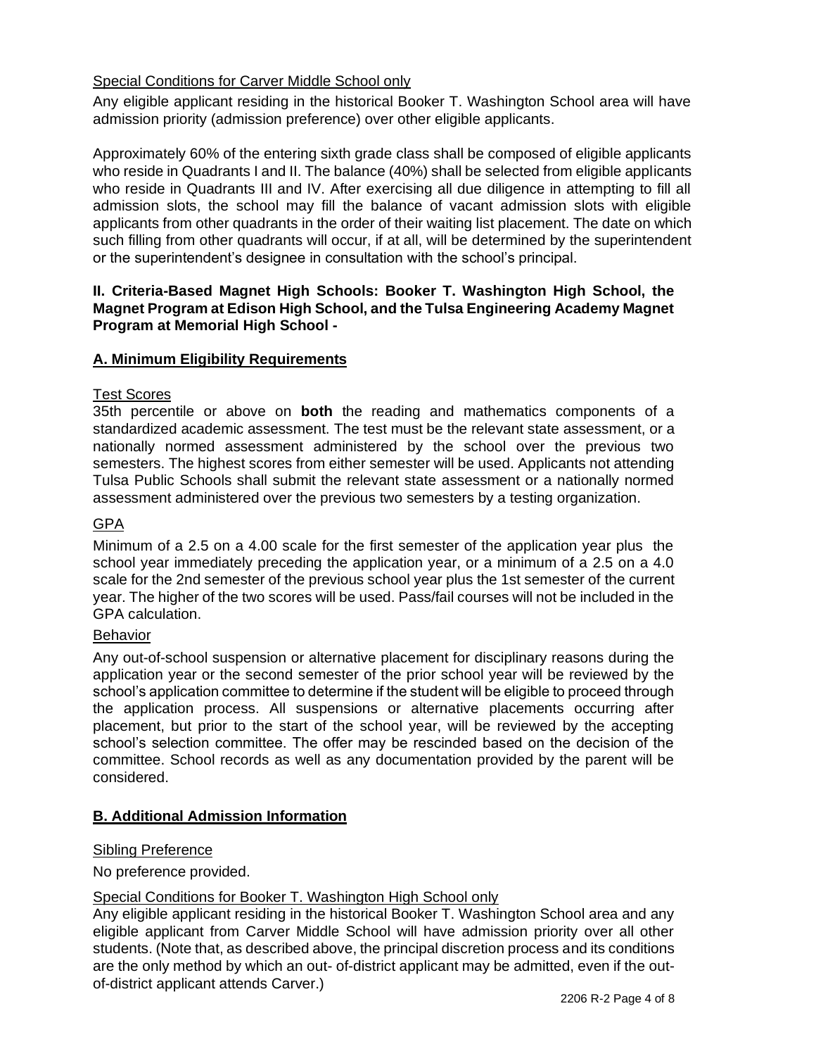Special Conditions for Carver Middle School only

Any eligible applicant residing in the historical Booker T. Washington School area will have admission priority (admission preference) over other eligible applicants.

Approximately 60% of the entering sixth grade class shall be composed of eligible applicants who reside in Quadrants I and II. The balance (40%) shall be selected from eligible applicants who reside in Quadrants III and IV. After exercising all due diligence in attempting to fill all admission slots, the school may fill the balance of vacant admission slots with eligible applicants from other quadrants in the order of their waiting list placement. The date on which such filling from other quadrants will occur, if at all, will be determined by the superintendent or the superintendent's designee in consultation with the school's principal.

## II. Criteria-Based Magnet High Schools: Booker T. Washington High School, the Magnet Program at Edison High School, and the Tulsa Engineering Academy Magnet Program at Memorial High School -

### A. Minimum Eligibility Requirements

Test Scores

35th percentile or above on **both** the reading and mathematics components of a standardized academic assessment. The test must be the relevant state assessment, or a nationally normed assessment administered by the school over the previous two semesters. The highest scores from either semester will be used. Applicants not attending Tulsa Public Schools shall submit the relevant state assessment or a nationally normed assessment administered over the previous two semesters by a testing organization.

GPA

Minimum of a 2.5 on a 4.00 scale for the first semester of the application year plus the school year immediately preceding the application year, or a minimum of a 2.5 on a 4.0 scale for the 2nd semester of the previous school year plus the 1st semester of the current year. The higher of the two scores will be used. Pass/fail courses will not be included in the GPA calculation.

Behavior

Any out-of-school suspension or alternative placement for disciplinary reasons during the application year or the second semester of the prior school year will be reviewed by the school's application committee to determine if the student will be eligible to proceed through the application process. All suspensions or alternative placements occurring after placement, but prior to the start of the school year, will be reviewed by the accepting school's selection committee. The offer may be rescinded based on the decision of the committee. School records as well as any documentation provided by the parent will be considered.

### B. Additional Admission Information

Sibling Preference

No preference provided.

Special Conditions for Booker T. Washington High School only

Any eligible applicant residing in the historical Booker T. Washington School area and any eligible applicant from Carver Middle School will have admission priority over all other students. (Note that, as described above, the principal discretion process and its conditions are the only method by which an out- of-district applicant may be admitted, even if the out-of-district applicant attends Carver.)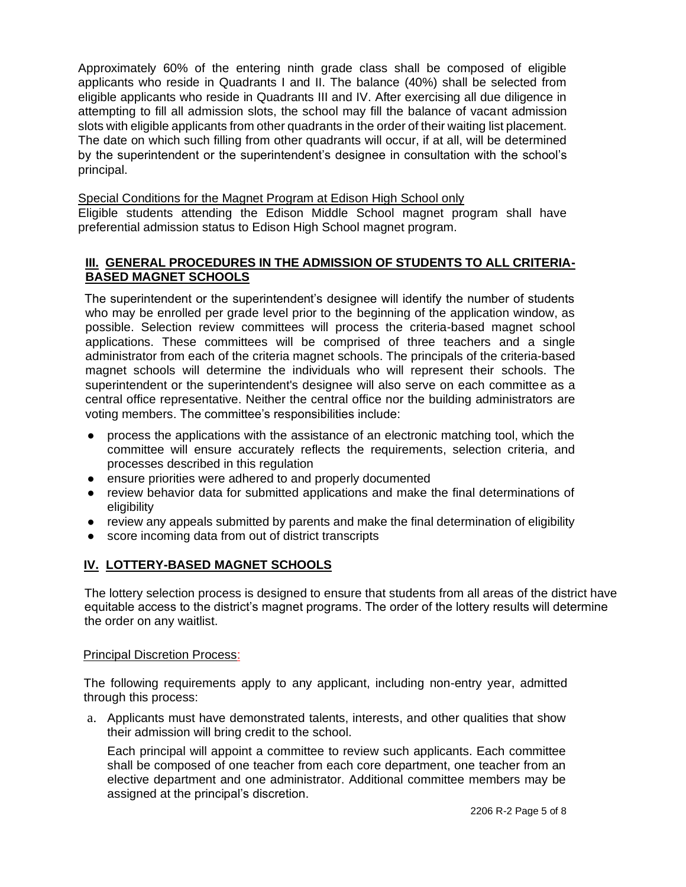Approximately 60% of the entering ninth grade class shall be composed of eligible applicants who reside in Quadrants I and II. The balance (40%) shall be selected from eligible applicants who reside in Quadrants III and IV. After exercising all due diligence in attempting to fill all admission slots, the school may fill the balance of vacant admission slots with eligible applicants from other quadrants in the order of their waiting list placement. The date on which such filling from other quadrants will occur, if at all, will be determined by the superintendent or the superintendent's designee in consultation with the school's principal.

Special Conditions for the Magnet Program at Edison High School only

Eligible students attending the Edison Middle School magnet program shall have preferential admission status to Edison High School magnet program.

## III. GENERAL PROCEDURES IN THE ADMISSION OF STUDENTS TO ALL CRITERIA-BASED MAGNET SCHOOLS

The superintendent or the superintendent's designee will identify the number of students who may be enrolled per grade level prior to the beginning of the application window, as possible. Selection review committees will process the criteria-based magnet school applications. These committees will be comprised of three teachers and a single administrator from each of the criteria magnet schools. The principals of the criteria-based magnet schools will determine the individuals who will represent their schools. The superintendent or the superintendent's designee will also serve on each committee as a central office representative. Neither the central office nor the building administrators are voting members. The committee's responsibilities include:

- process the applications with the assistance of an electronic matching tool, which the committee will ensure accurately reflects the requirements, selection criteria, and processes described in this regulation
- ensure priorities were adhered to and properly documented
- review behavior data for submitted applications and make the final determinations of eligibility
- review any appeals submitted by parents and make the final determination of eligibility
- score incoming data from out of district transcripts

## IV. LOTTERY-BASED MAGNET SCHOOLS

The lottery selection process is designed to ensure that students from all areas of the district have equitable access to the district's magnet programs. The order of the lottery results will determine the order on any waitlist.

Principal Discretion Process:

The following requirements apply to any applicant, including non-entry year, admitted through this process:

a. Applicants must have demonstrated talents, interests, and other qualities that show their admission will bring credit to the school.

   Each principal will appoint a committee to review such applicants. Each committee shall be composed of one teacher from each core department, one teacher from an elective department and one administrator. Additional committee members may be assigned at the principal's discretion.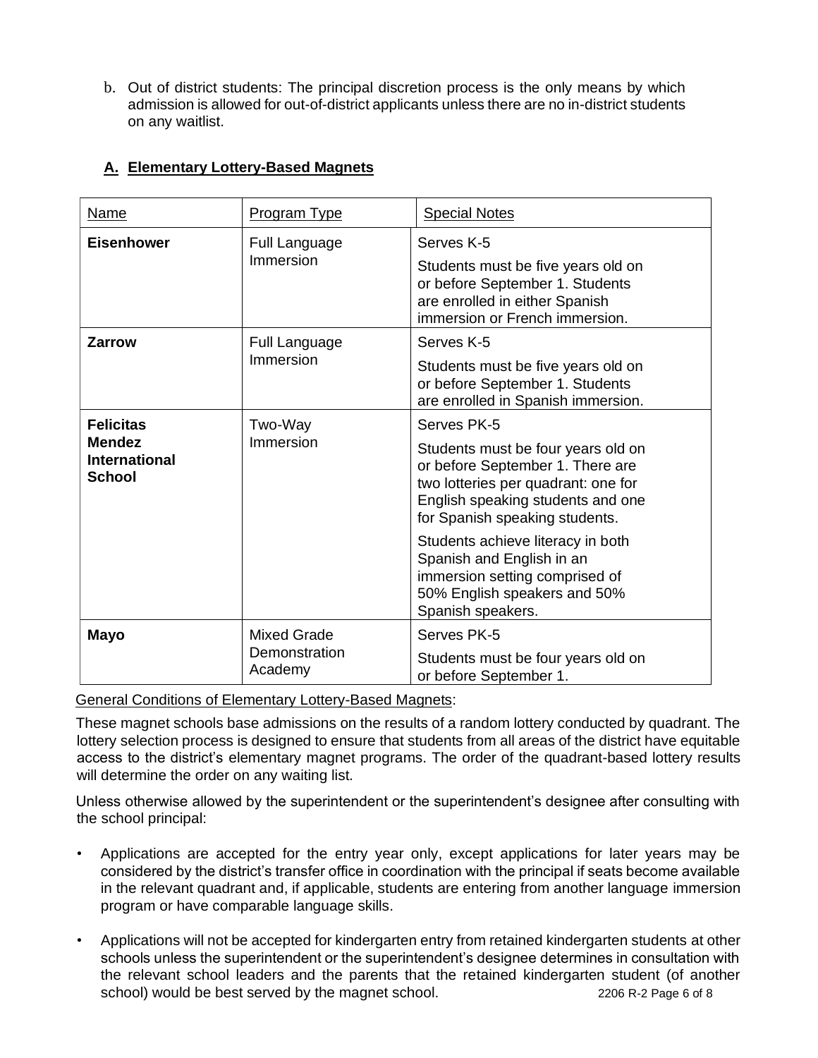b. Out of district students: The principal discretion process is the only means by which admission is allowed for out-of-district applicants unless there are no in-district students on any waitlist.

## A. Elementary Lottery-Based Magnets

| Name | Program Type | Special Notes |
| --- | --- | --- |
| **Eisenhower** | Full Language Immersion | Serves K-5<br>Students must be five years old on or before September 1. Students are enrolled in either Spanish immersion or French immersion. |
| **Zarrow** | Full Language Immersion | Serves K-5<br>Students must be five years old on or before September 1. Students are enrolled in Spanish immersion. |
| **Felicitas Mendez International School** | Two-Way Immersion | Serves PK-5<br>Students must be four years old on or before September 1. There are two lotteries per quadrant: one for English speaking students and one for Spanish speaking students.<br>Students achieve literacy in both Spanish and English in an immersion setting comprised of 50% English speakers and 50% Spanish speakers. |
| **Mayo** | Mixed Grade Demonstration Academy | Serves PK-5<br>Students must be four years old on or before September 1. |

General Conditions of Elementary Lottery-Based Magnets:

These magnet schools base admissions on the results of a random lottery conducted by quadrant. The lottery selection process is designed to ensure that students from all areas of the district have equitable access to the district's elementary magnet programs. The order of the quadrant-based lottery results will determine the order on any waiting list.

Unless otherwise allowed by the superintendent or the superintendent's designee after consulting with the school principal:

- Applications are accepted for the entry year only, except applications for later years may be considered by the district's transfer office in coordination with the principal if seats become available in the relevant quadrant and, if applicable, students are entering from another language immersion program or have comparable language skills.

- Applications will not be accepted for kindergarten entry from retained kindergarten students at other schools unless the superintendent or the superintendent's designee determines in consultation with the relevant school leaders and the parents that the retained kindergarten student (of another school) would be best served by the magnet school.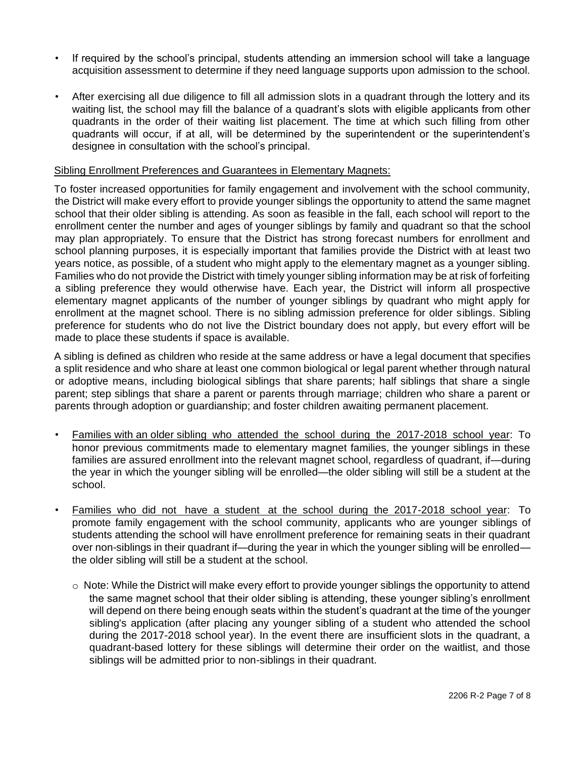- If required by the school's principal, students attending an immersion school will take a language acquisition assessment to determine if they need language supports upon admission to the school.
- After exercising all due diligence to fill all admission slots in a quadrant through the lottery and its waiting list, the school may fill the balance of a quadrant's slots with eligible applicants from other quadrants in the order of their waiting list placement. The time at which such filling from other quadrants will occur, if at all, will be determined by the superintendent or the superintendent's designee in consultation with the school's principal.

<u>Sibling Enrollment Preferences and Guarantees in Elementary Magnets:</u>

To foster increased opportunities for family engagement and involvement with the school community, the District will make every effort to provide younger siblings the opportunity to attend the same magnet school that their older sibling is attending. As soon as feasible in the fall, each school will report to the enrollment center the number and ages of younger siblings by family and quadrant so that the school may plan appropriately. To ensure that the District has strong forecast numbers for enrollment and school planning purposes, it is especially important that families provide the District with at least two years notice, as possible, of a student who might apply to the elementary magnet as a younger sibling. Families who do not provide the District with timely younger sibling information may be at risk of forfeiting a sibling preference they would otherwise have. Each year, the District will inform all prospective elementary magnet applicants of the number of younger siblings by quadrant who might apply for enrollment at the magnet school. There is no sibling admission preference for older siblings. Sibling preference for students who do not live the District boundary does not apply, but every effort will be made to place these students if space is available.

A sibling is defined as children who reside at the same address or have a legal document that specifies a split residence and who share at least one common biological or legal parent whether through natural or adoptive means, including biological siblings that share parents; half siblings that share a single parent; step siblings that share a parent or parents through marriage; children who share a parent or parents through adoption or guardianship; and foster children awaiting permanent placement.

- <u>Families with an older sibling who attended the school during the 2017-2018 school year</u>: To honor previous commitments made to elementary magnet families, the younger siblings in these families are assured enrollment into the relevant magnet school, regardless of quadrant, if—during the year in which the younger sibling will be enrolled—the older sibling will still be a student at the school.
- <u>Families who did not have a student at the school during the 2017-2018 school year</u>: To promote family engagement with the school community, applicants who are younger siblings of students attending the school will have enrollment preference for remaining seats in their quadrant over non-siblings in their quadrant if—during the year in which the younger sibling will be enrolled—the older sibling will still be a student at the school.
  - Note: While the District will make every effort to provide younger siblings the opportunity to attend the same magnet school that their older sibling is attending, these younger sibling's enrollment will depend on there being enough seats within the student's quadrant at the time of the younger sibling's application (after placing any younger sibling of a student who attended the school during the 2017-2018 school year). In the event there are insufficient slots in the quadrant, a quadrant-based lottery for these siblings will determine their order on the waitlist, and those siblings will be admitted prior to non-siblings in their quadrant.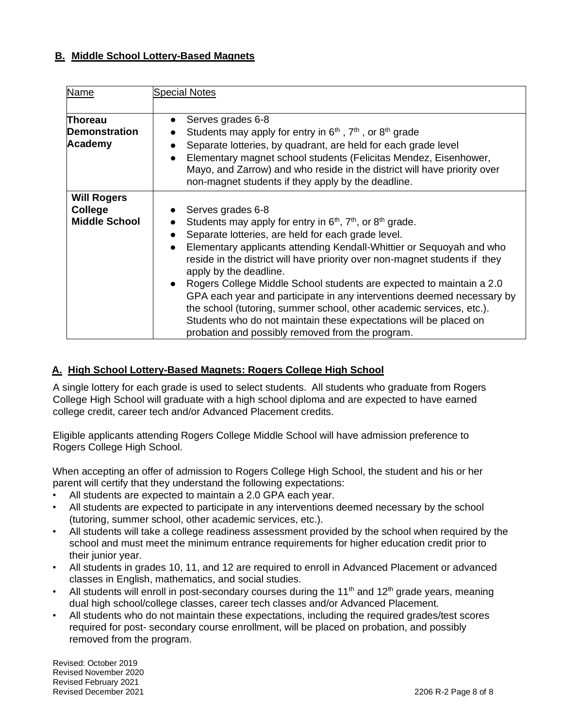## B. Middle School Lottery-Based Magnets

| Name | Special Notes |
|---|---|
| **Thoreau Demonstration Academy** | • Serves grades 6-8<br>• Students may apply for entry in $6^{th}$ , $7^{th}$ , or $8^{th}$ grade<br>• Separate lotteries, by quadrant, are held for each grade level<br>• Elementary magnet school students (Felicitas Mendez, Eisenhower, Mayo, and Zarrow) and who reside in the district will have priority over non-magnet students if they apply by the deadline. |
| **Will Rogers College Middle School** | • Serves grades 6-8<br>• Students may apply for entry in $6^{th}$, $7^{th}$, or $8^{th}$ grade.<br>• Separate lotteries, are held for each grade level.<br>• Elementary applicants attending Kendall-Whittier or Sequoyah and who reside in the district will have priority over non-magnet students if they apply by the deadline.<br>• Rogers College Middle School students are expected to maintain a 2.0 GPA each year and participate in any interventions deemed necessary by the school (tutoring, summer school, other academic services, etc.). Students who do not maintain these expectations will be placed on probation and possibly removed from the program. |

## A. High School Lottery-Based Magnets: Rogers College High School

A single lottery for each grade is used to select students. All students who graduate from Rogers College High School will graduate with a high school diploma and are expected to have earned college credit, career tech and/or Advanced Placement credits.

Eligible applicants attending Rogers College Middle School will have admission preference to Rogers College High School.

When accepting an offer of admission to Rogers College High School, the student and his or her parent will certify that they understand the following expectations:

- All students are expected to maintain a 2.0 GPA each year.
- All students are expected to participate in any interventions deemed necessary by the school (tutoring, summer school, other academic services, etc.).
- All students will take a college readiness assessment provided by the school when required by the school and must meet the minimum entrance requirements for higher education credit prior to their junior year.
- All students in grades 10, 11, and 12 are required to enroll in Advanced Placement or advanced classes in English, mathematics, and social studies.
- All students will enroll in post-secondary courses during the $11^{th}$ and $12^{th}$ grade years, meaning dual high school/college classes, career tech classes and/or Advanced Placement.
- All students who do not maintain these expectations, including the required grades/test scores required for post- secondary course enrollment, will be placed on probation, and possibly removed from the program.

Revised: October 2019
Revised November 2020
Revised February 2021
Revised December 2021